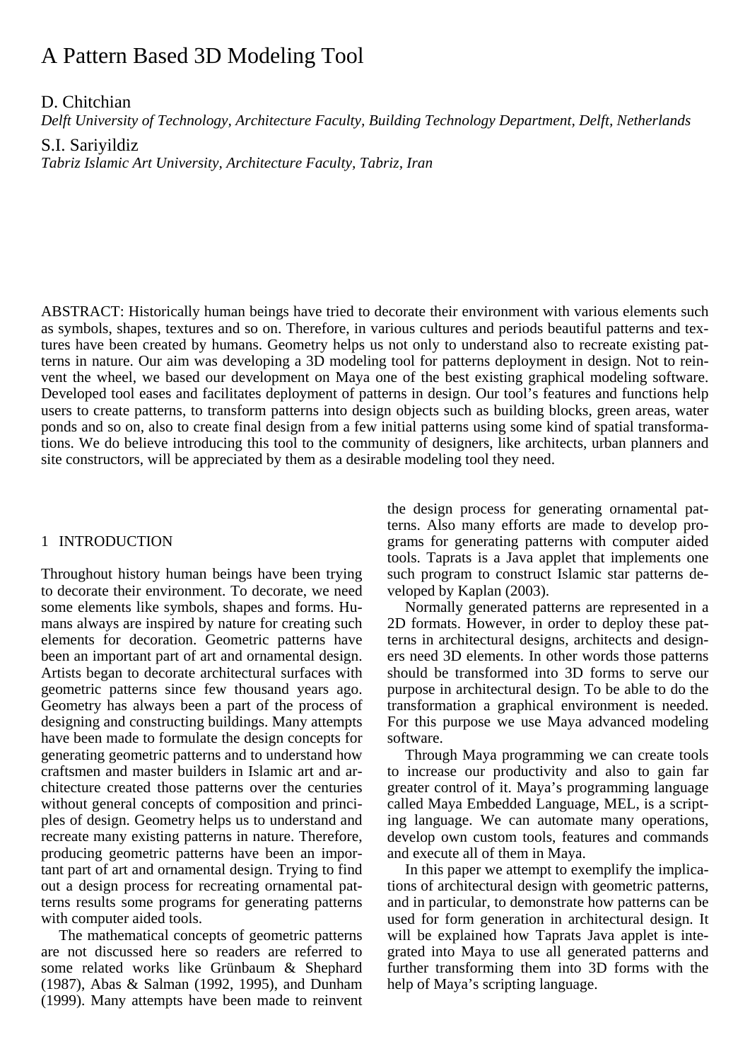# A Pattern Based 3D Modeling Tool

D. Chitchian

*Delft University of Technology, Architecture Faculty, Building Technology Department, Delft, Netherlands*

S.I. Sariyildiz

*Tabriz Islamic Art University, Architecture Faculty, Tabriz, Iran*

ABSTRACT: Historically human beings have tried to decorate their environment with various elements such as symbols, shapes, textures and so on. Therefore, in various cultures and periods beautiful patterns and textures have been created by humans. Geometry helps us not only to understand also to recreate existing patterns in nature. Our aim was developing a 3D modeling tool for patterns deployment in design. Not to reinvent the wheel, we based our development on Maya one of the best existing graphical modeling software. Developed tool eases and facilitates deployment of patterns in design. Our tool's features and functions help users to create patterns, to transform patterns into design objects such as building blocks, green areas, water ponds and so on, also to create final design from a few initial patterns using some kind of spatial transformations. We do believe introducing this tool to the community of designers, like architects, urban planners and site constructors, will be appreciated by them as a desirable modeling tool they need.

## 1 INTRODUCTION

Throughout history human beings have been trying to decorate their environment. To decorate, we need some elements like symbols, shapes and forms. Humans always are inspired by nature for creating such elements for decoration. Geometric patterns have been an important part of art and ornamental design. Artists began to decorate architectural surfaces with geometric patterns since few thousand years ago. Geometry has always been a part of the process of designing and constructing buildings. Many attempts have been made to formulate the design concepts for generating geometric patterns and to understand how craftsmen and master builders in Islamic art and architecture created those patterns over the centuries without general concepts of composition and principles of design. Geometry helps us to understand and recreate many existing patterns in nature. Therefore, producing geometric patterns have been an important part of art and ornamental design. Trying to find out a design process for recreating ornamental patterns results some programs for generating patterns with computer aided tools.

The mathematical concepts of geometric patterns are not discussed here so readers are referred to some related works like Grünbaum & Shephard (1987), Abas & Salman (1992, 1995), and Dunham (1999). Many attempts have been made to reinvent the design process for generating ornamental patterns. Also many efforts are made to develop programs for generating patterns with computer aided tools. Taprats is a Java applet that implements one such program to construct Islamic star patterns developed by Kaplan (2003).

Normally generated patterns are represented in a 2D formats. However, in order to deploy these patterns in architectural designs, architects and designers need 3D elements. In other words those patterns should be transformed into 3D forms to serve our purpose in architectural design. To be able to do the transformation a graphical environment is needed. For this purpose we use Maya advanced modeling software.

Through Maya programming we can create tools to increase our productivity and also to gain far greater control of it. Maya's programming language called Maya Embedded Language, MEL, is a scripting language. We can automate many operations, develop own custom tools, features and commands and execute all of them in Maya.

In this paper we attempt to exemplify the implications of architectural design with geometric patterns, and in particular, to demonstrate how patterns can be used for form generation in architectural design. It will be explained how Taprats Java applet is integrated into Maya to use all generated patterns and further transforming them into 3D forms with the help of Maya's scripting language.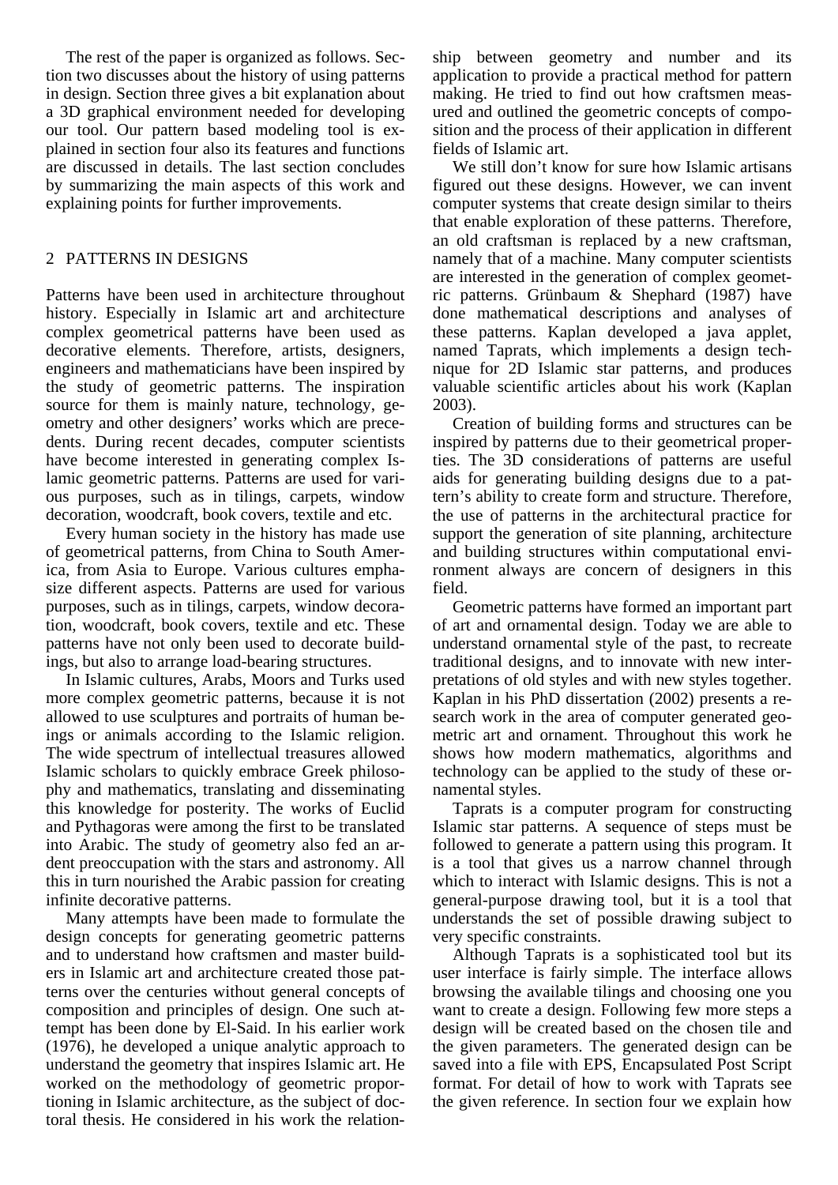The rest of the paper is organized as follows. Section two discusses about the history of using patterns in design. Section three gives a bit explanation about a 3D graphical environment needed for developing our tool. Our pattern based modeling tool is explained in section four also its features and functions are discussed in details. The last section concludes by summarizing the main aspects of this work and explaining points for further improvements.

## 2 PATTERNS IN DESIGNS

Patterns have been used in architecture throughout history. Especially in Islamic art and architecture complex geometrical patterns have been used as decorative elements. Therefore, artists, designers, engineers and mathematicians have been inspired by the study of geometric patterns. The inspiration source for them is mainly nature, technology, geometry and other designers' works which are precedents. During recent decades, computer scientists have become interested in generating complex Islamic geometric patterns. Patterns are used for various purposes, such as in tilings, carpets, window decoration, woodcraft, book covers, textile and etc.

Every human society in the history has made use of geometrical patterns, from China to South America, from Asia to Europe. Various cultures emphasize different aspects. Patterns are used for various purposes, such as in tilings, carpets, window decoration, woodcraft, book covers, textile and etc. These patterns have not only been used to decorate buildings, but also to arrange load-bearing structures.

In Islamic cultures, Arabs, Moors and Turks used more complex geometric patterns, because it is not allowed to use sculptures and portraits of human beings or animals according to the Islamic religion. The wide spectrum of intellectual treasures allowed Islamic scholars to quickly embrace Greek philosophy and mathematics, translating and disseminating this knowledge for posterity. The works of Euclid and Pythagoras were among the first to be translated into Arabic. The study of geometry also fed an ardent preoccupation with the stars and astronomy. All this in turn nourished the Arabic passion for creating infinite decorative patterns.

Many attempts have been made to formulate the design concepts for generating geometric patterns and to understand how craftsmen and master builders in Islamic art and architecture created those patterns over the centuries without general concepts of composition and principles of design. One such attempt has been done by El-Said. In his earlier work (1976), he developed a unique analytic approach to understand the geometry that inspires Islamic art. He worked on the methodology of geometric proportioning in Islamic architecture, as the subject of doctoral thesis. He considered in his work the relationship between geometry and number and its application to provide a practical method for pattern making. He tried to find out how craftsmen measured and outlined the geometric concepts of composition and the process of their application in different fields of Islamic art.

We still don't know for sure how Islamic artisans figured out these designs. However, we can invent computer systems that create design similar to theirs that enable exploration of these patterns. Therefore, an old craftsman is replaced by a new craftsman, namely that of a machine. Many computer scientists are interested in the generation of complex geometric patterns. Grünbaum & Shephard (1987) have done mathematical descriptions and analyses of these patterns. Kaplan developed a java applet, named Taprats, which implements a design technique for 2D Islamic star patterns, and produces valuable scientific articles about his work (Kaplan 2003).

Creation of building forms and structures can be inspired by patterns due to their geometrical properties. The 3D considerations of patterns are useful aids for generating building designs due to a pattern's ability to create form and structure. Therefore, the use of patterns in the architectural practice for support the generation of site planning, architecture and building structures within computational environment always are concern of designers in this field.

Geometric patterns have formed an important part of art and ornamental design. Today we are able to understand ornamental style of the past, to recreate traditional designs, and to innovate with new interpretations of old styles and with new styles together. Kaplan in his PhD dissertation (2002) presents a research work in the area of computer generated geometric art and ornament. Throughout this work he shows how modern mathematics, algorithms and technology can be applied to the study of these ornamental styles.

Taprats is a computer program for constructing Islamic star patterns. A sequence of steps must be followed to generate a pattern using this program. It is a tool that gives us a narrow channel through which to interact with Islamic designs. This is not a general-purpose drawing tool, but it is a tool that understands the set of possible drawing subject to very specific constraints.

Although Taprats is a sophisticated tool but its user interface is fairly simple. The interface allows browsing the available tilings and choosing one you want to create a design. Following few more steps a design will be created based on the chosen tile and the given parameters. The generated design can be saved into a file with EPS, Encapsulated Post Script format. For detail of how to work with Taprats see the given reference. In section four we explain how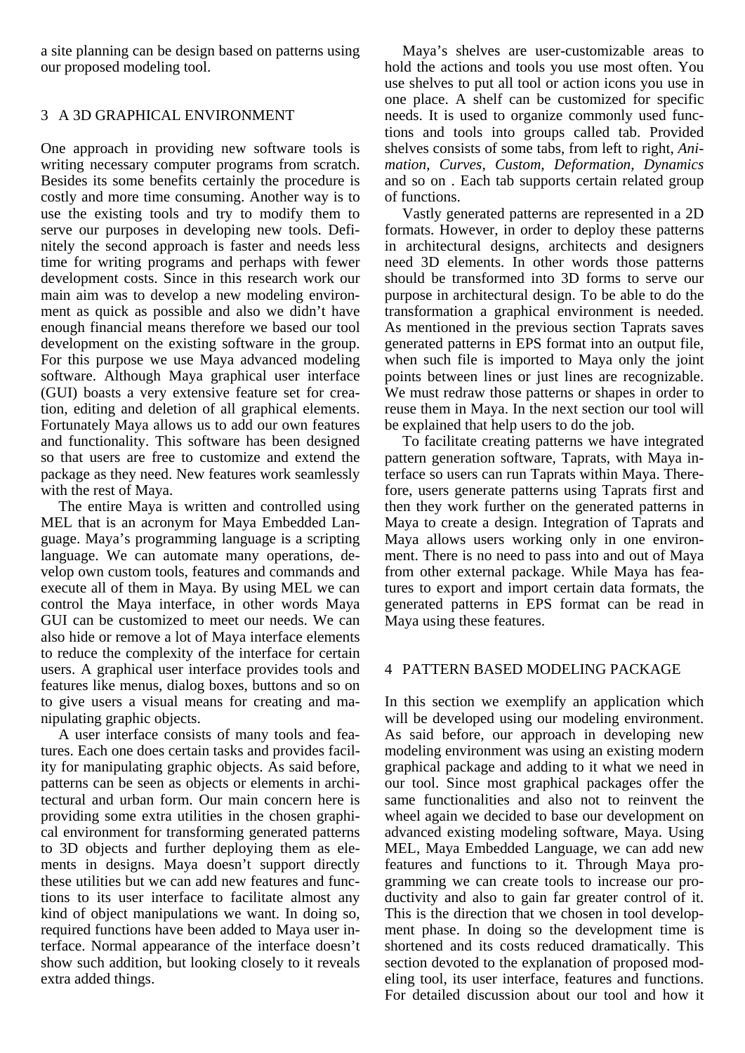a site planning can be design based on patterns using our proposed modeling tool.

## 3 A 3D GRAPHICAL ENVIRONMENT

One approach in providing new software tools is writing necessary computer programs from scratch. Besides its some benefits certainly the procedure is costly and more time consuming. Another way is to use the existing tools and try to modify them to serve our purposes in developing new tools. Definitely the second approach is faster and needs less time for writing programs and perhaps with fewer development costs. Since in this research work our main aim was to develop a new modeling environment as quick as possible and also we didn't have enough financial means therefore we based our tool development on the existing software in the group. For this purpose we use Maya advanced modeling software. Although Maya graphical user interface (GUI) boasts a very extensive feature set for creation, editing and deletion of all graphical elements. Fortunately Maya allows us to add our own features and functionality. This software has been designed so that users are free to customize and extend the package as they need. New features work seamlessly with the rest of Maya.

The entire Maya is written and controlled using MEL that is an acronym for Maya Embedded Language. Maya's programming language is a scripting language. We can automate many operations, develop own custom tools, features and commands and execute all of them in Maya. By using MEL we can control the Maya interface, in other words Maya GUI can be customized to meet our needs. We can also hide or remove a lot of Maya interface elements to reduce the complexity of the interface for certain users. A graphical user interface provides tools and features like menus, dialog boxes, buttons and so on to give users a visual means for creating and manipulating graphic objects.

A user interface consists of many tools and features. Each one does certain tasks and provides facility for manipulating graphic objects. As said before, patterns can be seen as objects or elements in architectural and urban form. Our main concern here is providing some extra utilities in the chosen graphical environment for transforming generated patterns to 3D objects and further deploying them as elements in designs. Maya doesn't support directly these utilities but we can add new features and functions to its user interface to facilitate almost any kind of object manipulations we want. In doing so, required functions have been added to Maya user interface. Normal appearance of the interface doesn't show such addition, but looking closely to it reveals extra added things.

Maya's shelves are user-customizable areas to hold the actions and tools you use most often. You use shelves to put all tool or action icons you use in one place. A shelf can be customized for specific needs. It is used to organize commonly used functions and tools into groups called tab. Provided shelves consists of some tabs, from left to right, *Animation*, *Curves*, *Custom*, *Deformation*, *Dynamics* and so on . Each tab supports certain related group of functions.

Vastly generated patterns are represented in a 2D formats. However, in order to deploy these patterns in architectural designs, architects and designers need 3D elements. In other words those patterns should be transformed into 3D forms to serve our purpose in architectural design. To be able to do the transformation a graphical environment is needed. As mentioned in the previous section Taprats saves generated patterns in EPS format into an output file, when such file is imported to Maya only the joint points between lines or just lines are recognizable. We must redraw those patterns or shapes in order to reuse them in Maya. In the next section our tool will be explained that help users to do the job.

To facilitate creating patterns we have integrated pattern generation software, Taprats, with Maya interface so users can run Taprats within Maya. Therefore, users generate patterns using Taprats first and then they work further on the generated patterns in Maya to create a design. Integration of Taprats and Maya allows users working only in one environment. There is no need to pass into and out of Maya from other external package. While Maya has features to export and import certain data formats, the generated patterns in EPS format can be read in Maya using these features.

## 4 PATTERN BASED MODELING PACKAGE

In this section we exemplify an application which will be developed using our modeling environment. As said before, our approach in developing new modeling environment was using an existing modern graphical package and adding to it what we need in our tool. Since most graphical packages offer the same functionalities and also not to reinvent the wheel again we decided to base our development on advanced existing modeling software, Maya. Using MEL, Maya Embedded Language, we can add new features and functions to it. Through Maya programming we can create tools to increase our productivity and also to gain far greater control of it. This is the direction that we chosen in tool development phase. In doing so the development time is shortened and its costs reduced dramatically. This section devoted to the explanation of proposed modeling tool, its user interface, features and functions. For detailed discussion about our tool and how it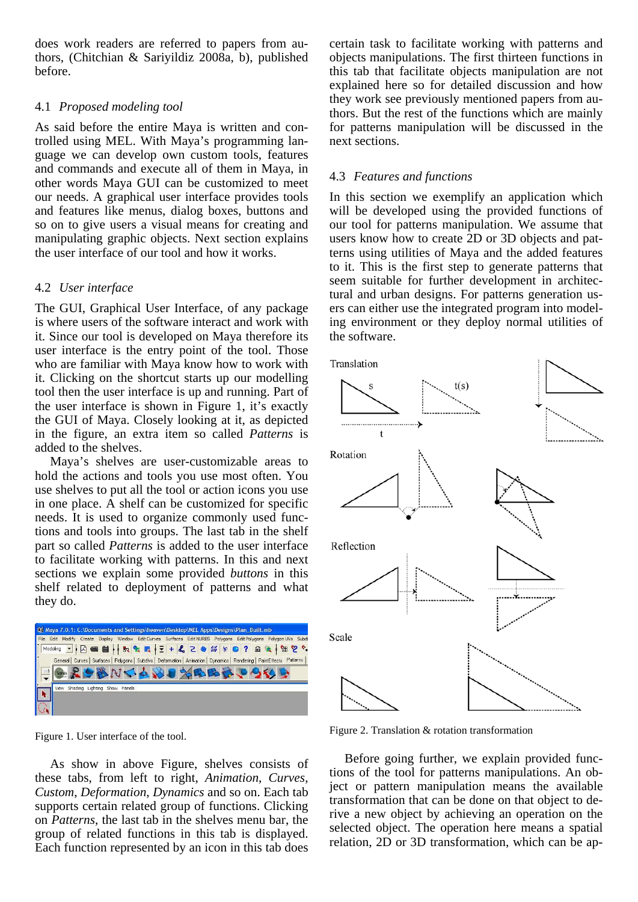does work readers are referred to papers from authors, (Chitchian & Sariyildiz 2008a, b), published before.

### 4.1 *Proposed modeling tool*

As said before the entire Maya is written and controlled using MEL. With Maya's programming language we can develop own custom tools, features and commands and execute all of them in Maya, in other words Maya GUI can be customized to meet our needs. A graphical user interface provides tools and features like menus, dialog boxes, buttons and so on to give users a visual means for creating and manipulating graphic objects. Next section explains the user interface of our tool and how it works.

### 4.2 *User interface*

The GUI, Graphical User Interface, of any package is where users of the software interact and work with it. Since our tool is developed on Maya therefore its user interface is the entry point of the tool. Those who are familiar with Maya know how to work with it. Clicking on the shortcut starts up our modelling tool then the user interface is up and running. Part of the user interface is shown in Figure 1, it's exactly the GUI of Maya. Closely looking at it, as depicted in the figure, an extra item so called *Patterns* is added to the shelves.

Maya's shelves are user-customizable areas to hold the actions and tools you use most often. You use shelves to put all the tool or action icons you use in one place. A shelf can be customized for specific needs. It is used to organize commonly used functions and tools into groups. The last tab in the shelf part so called *Patterns* is added to the user interface to facilitate working with patterns. In this and next sections we explain some provided *buttons* in this shelf related to deployment of patterns and what they do.

Figure 1. User interface of the tool.

As show in above Figure, shelves consists of these tabs, from left to right, *Animation*, *Curves*, *Custom*, *Deformation*, *Dynamics* and so on. Each tab supports certain related group of functions. Clicking on *Patterns*, the last tab in the shelves menu bar, the group of related functions in this tab is displayed. Each function represented by an icon in this tab does certain task to facilitate working with patterns and objects manipulations. The first thirteen functions in this tab that facilitate objects manipulation are not explained here so for detailed discussion and how they work see previously mentioned papers from authors. But the rest of the functions which are mainly for patterns manipulation will be discussed in the next sections.

### 4.3 *Features and functions*

In this section we exemplify an application which will be developed using the provided functions of our tool for patterns manipulation. We assume that users know how to create 2D or 3D objects and patterns using utilities of Maya and the added features to it. This is the first step to generate patterns that seem suitable for further development in architectural and urban designs. For patterns generation users can either use the integrated program into modeling environment or they deploy normal utilities of the software.

Figure 2. Translation & rotation transformation

Before going further, we explain provided functions of the tool for patterns manipulations. An object or pattern manipulation means the available transformation that can be done on that object to derive a new object by achieving an operation on the selected object. The operation here means a spatial relation, 2D or 3D transformation, which can be ap-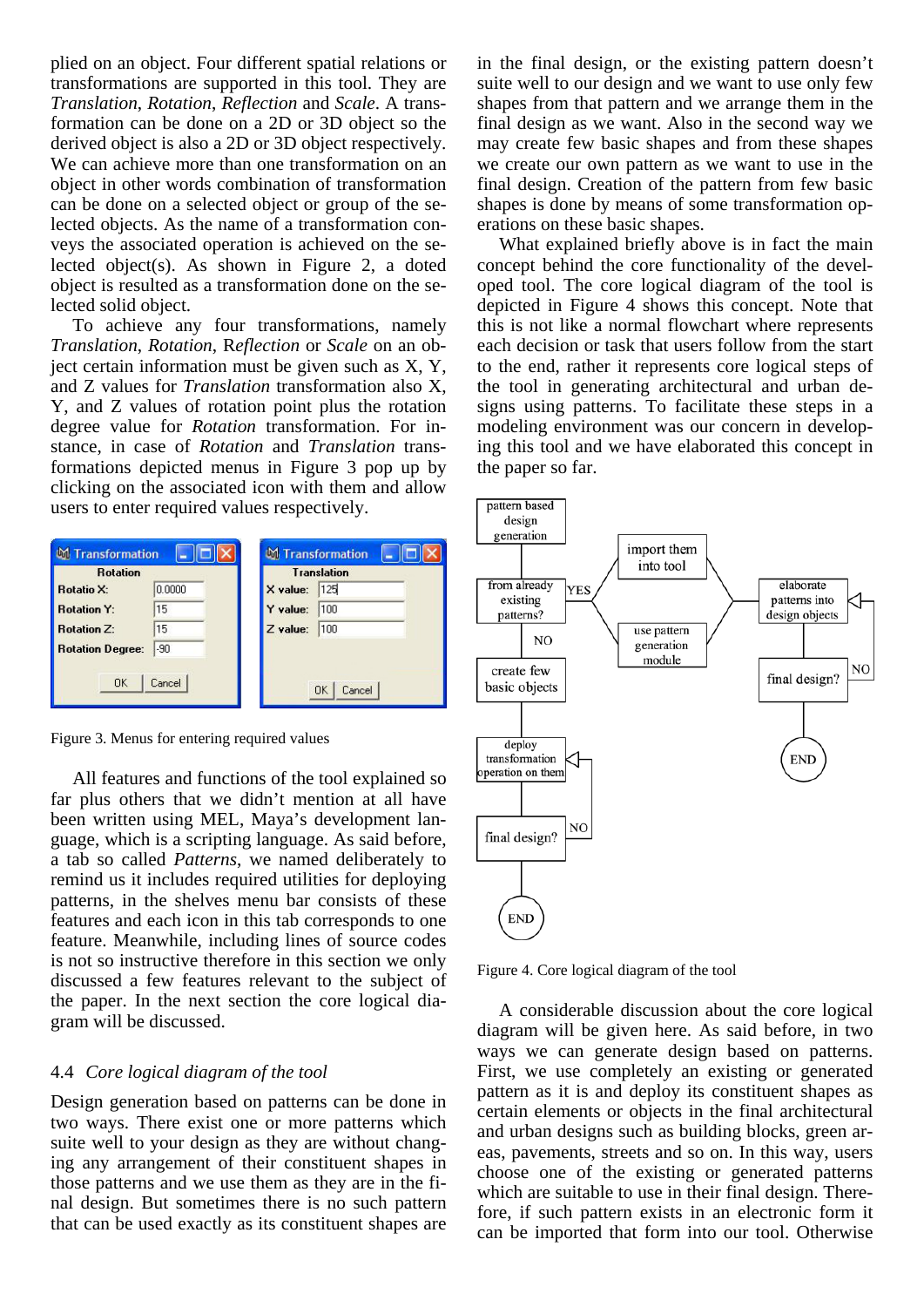plied on an object. Four different spatial relations or transformations are supported in this tool. They are *Translation*, *Rotation*, *Reflection* and *Scale*. A transformation can be done on a 2D or 3D object so the derived object is also a 2D or 3D object respectively. We can achieve more than one transformation on an object in other words combination of transformation can be done on a selected object or group of the selected objects. As the name of a transformation conveys the associated operation is achieved on the selected object(s). As shown in Figure 2, a doted object is resulted as a transformation done on the selected solid object.

To achieve any of four transformations, namely *Translation*, *Rotation*, R*eflection* or *Scale* on an object certain information must be given such as X, Y, and Z values for *Translation* transformation also X, Y, and Z values of rotation point plus the rotation degree value for *Rotation* transformation. For instance, in case of *Rotation* and *Translation* transformations depicted menus in Figure 3 pop up by clicking on the associated icon with them and allow users to enter required values respectively.

Figure 3. Menus for entering required values

All features and functions of the tool explained so far plus others that we didn't mention at all have been written using MEL, Maya's development language, which is a scripting language. As said before, a tab so called *Patterns*, we named deliberately to remind us it includes required utilities for deploying patterns, in the shelves menu bar consists of these features and each icon in this tab corresponds to one feature. Meanwhile, including lines of source codes is not so instructive therefore in this section we only discussed a few features relevant to the subject of the paper. In the next section the core logical diagram will be discussed.

### 4.4 *Core logical diagram of the tool*

Design generation based on patterns can be done in two ways. There exist one or more patterns which suite well to your design as they are without changing any arrangement of their constituent shapes in those patterns and we use them as they are in the final design. But sometimes there is no such pattern that can be used exactly as its constituent shapes are in the final design, or the existing pattern doesn't suite well to our design and we want to use only few shapes from that pattern and we arrange them in the final design as we want. Also in the second way we may create few basic shapes and from these shapes we create our own pattern as we want to use in the final design. Creation of the pattern from few basic shapes is done by means of some transformation operations on these basic shapes.

What explained briefly above is in fact the main concept behind the core functionality of the developed tool. The core logical diagram of the tool is depicted in Figure 4 shows this concept. Note that this is not like a normal flowchart where represents each decision or task that users follow from the start to the end, rather it represents core logical steps of the tool in generating architectural and urban designs using patterns. To facilitate these steps in a modeling environment was our concern in developing this tool and we have elaborated this concept in the paper so far.

Figure 4. Core logical diagram of the tool

A considerable discussion about the core logical diagram will be given here. As said before, in two ways we can generate design based on patterns. First, we use completely an existing or generated pattern as it is and deploy its constituent shapes as certain elements or objects in the final architectural and urban designs such as building blocks, green areas, pavements, streets and so on. In this way, users choose one of the existing or generated patterns which are suitable to use in their final design. Therefore, if such pattern exists in an electronic form it can be imported that form into our tool. Otherwise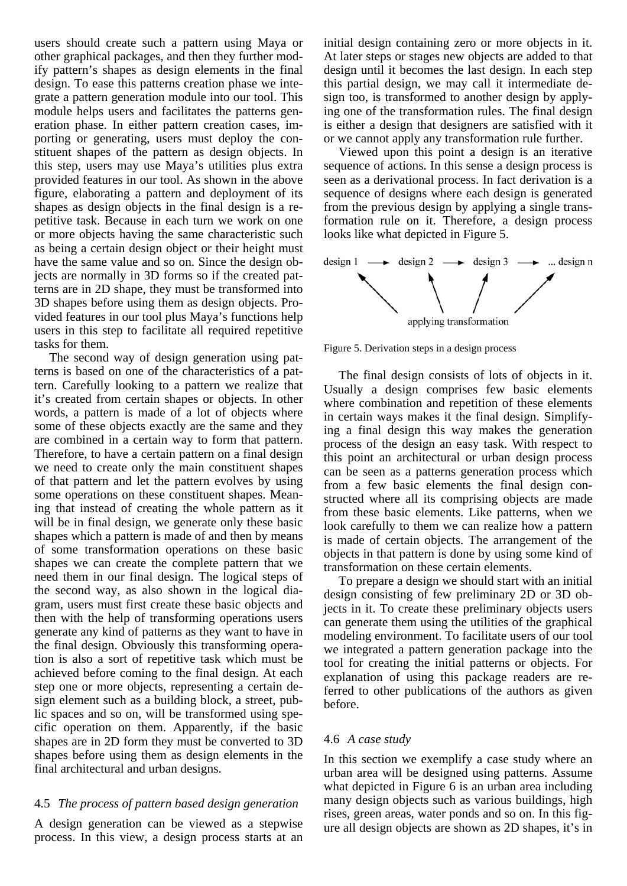users should create such a pattern using Maya or other graphical packages, and then they further modify pattern's shapes as design elements in the final design. To ease this patterns creation phase we integrate a pattern generation module into our tool. This module helps users and facilitates the patterns generation phase. In either pattern creation cases, importing or generating, users must deploy the constituent shapes of the pattern as design objects. In this step, users may use Maya's utilities plus extra provided features in our tool. As shown in the above figure, elaborating a pattern and deployment of its shapes as design objects in the final design is a repetitive task. Because in each turn we work on one or more objects having the same characteristic such as being a certain design object or their height must have the same value and so on. Since the design objects are normally in 3D forms so if the created patterns are in 2D shape, they must be transformed into 3D shapes before using them as design objects. Provided features in our tool plus Maya's functions help users in this step to facilitate all required repetitive tasks for them.

The second way of design generation using patterns is based on one of the characteristics of a pattern. Carefully looking to a pattern we realize that it's created from certain shapes or objects. In other words, a pattern is made of a lot of objects where some of these objects exactly are the same and they are combined in a certain way to form that pattern. Therefore, to have a certain pattern on a final design we need to create only the main constituent shapes of that pattern and let the pattern evolves by using some operations on these constituent shapes. Meaning that instead of creating the whole pattern as it will be in final design, we generate only these basic shapes which a pattern is made of and then by means of some transformation operations on these basic shapes we can create the complete pattern that we need them in our final design. The logical steps of the second way, as also shown in the logical diagram, users must first create these basic objects and then with the help of transforming operations users generate any kind of patterns as they want to have in the final design. Obviously this transforming operation is also a sort of repetitive task which must be achieved before coming to the final design. At each step one or more objects, representing a certain design element such as a building block, a street, public spaces and so on, will be transformed using specific operation on them. Apparently, if the basic shapes are in 2D form they must be converted to 3D shapes before using them as design elements in the final architectural and urban designs.

### 4.5 *The process of pattern based design generation*

A design generation can be viewed as a stepwise process. In this view, a design process starts at an initial design containing zero or more objects in it. At later steps or stages new objects are added to that design until it becomes the last design. In each step this partial design, we may call it intermediate design too, is transformed to another design by applying one of the transformation rules. The final design is either a design that designers are satisfied with it or we cannot apply any transformation rule further.

Viewed upon this point a design is an iterative sequence of actions. In this sense a design process is seen as a derivational process. In fact derivation is a sequence of designs where each design is generated from the previous design by applying a single transformation rule on it. Therefore, a design process looks like what depicted in Figure 5.

design 1 ⟶ design 2 ⟶ design 3 ⟶ ... design n

applying transformation

Figure 5. Derivation steps in a design process

The final design consists of lots of objects in it. Usually a design comprises few basic elements where combination and repetition of these elements in certain ways makes it the final design. Simplifying a final design this way makes the generation process of the design an easy task. With respect to this point an architectural or urban design process can be seen as a patterns generation process which from a few basic elements the final design constructed where all its comprising objects are made from these basic elements. Like patterns, when we look carefully to them we can realize how a pattern is made of certain objects. The arrangement of the objects in that pattern is done by using some kind of transformation on these certain elements.

To prepare a design we should start with an initial design consisting of few preliminary 2D or 3D objects in it. To create these preliminary objects users can generate them using the utilities of the graphical modeling environment. To facilitate users of our tool we integrated a pattern generation package into the tool for creating the initial patterns or objects. For explanation of using this package readers are referred to other publications of the authors as given before.

### 4.6 *A case study*

In this section we exemplify a case study where an urban area will be designed using patterns. Assume what depicted in Figure 6 is an urban area including many design objects such as various buildings, high rises, green areas, water ponds and so on. In this figure all design objects are shown as 2D shapes, it's in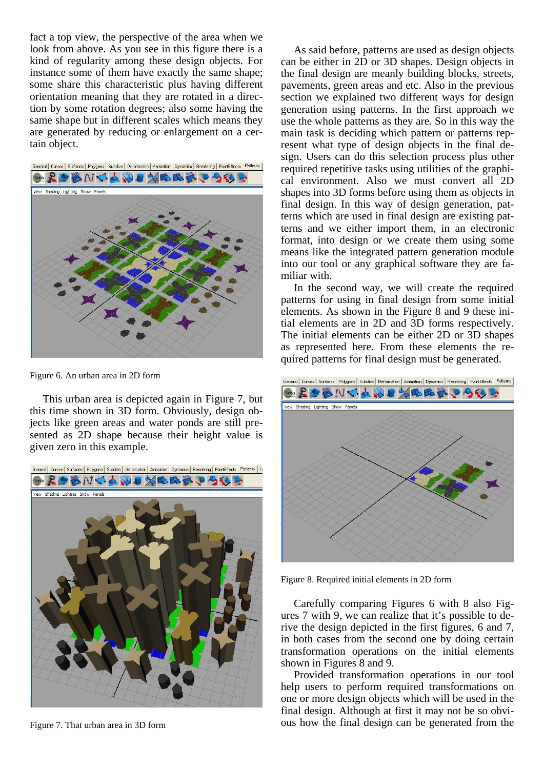fact a top view, the perspective of the area when we look from above. As you see in this figure there is a kind of regularity among these design objects. For instance some of them have exactly the same shape; some share this characteristic plus having different orientation meaning that they are rotated in a direction by some rotation degrees; also some having the same shape but in different scales which means they are generated by reducing or enlargement on a certain object.

Figure 6. An urban area in 2D form

This urban area is depicted again in Figure 7, but this time shown in 3D form. Obviously, design objects like green areas and water ponds are still presented as 2D shape because their height value is given zero in this example.

Figure 7. That urban area in 3D form

As said before, patterns are used as design objects can be either in 2D or 3D shapes. Design objects in the final design are meanly building blocks, streets, pavements, green areas and etc. Also in the previous section we explained two different ways for design generation using patterns. In the first approach we use the whole patterns as they are. So in this way the main task is deciding which pattern or patterns represent what type of design objects in the final design. Users can do this selection process plus other required repetitive tasks using utilities of the graphical environment. Also we must convert all 2D shapes into 3D forms before using them as objects in final design. In this way of design generation, patterns which are used in final design are existing patterns and we either import them, in an electronic format, into design or we create them using some means like the integrated pattern generation module into our tool or any graphical software they are familiar with.

In the second way, we will create the required patterns for using in final design from some initial elements. As shown in the Figure 8 and 9 these initial elements are in 2D and 3D forms respectively. The initial elements can be either 2D or 3D shapes as represented here. From these elements the required patterns for final design must be generated.

Figure 8. Required initial elements in 2D form

Carefully comparing Figures 6 with 8 also Figures 7 with 9, we can realize that it's possible to derive the design depicted in the first figures, 6 and 7, in both cases from the second one by doing certain transformation operations on the initial elements shown in Figures 8 and 9.

Provided transformation operations in our tool help users to perform required transformations on one or more design objects which will be used in the final design. Although at first it may not be so obvious how the final design can be generated from the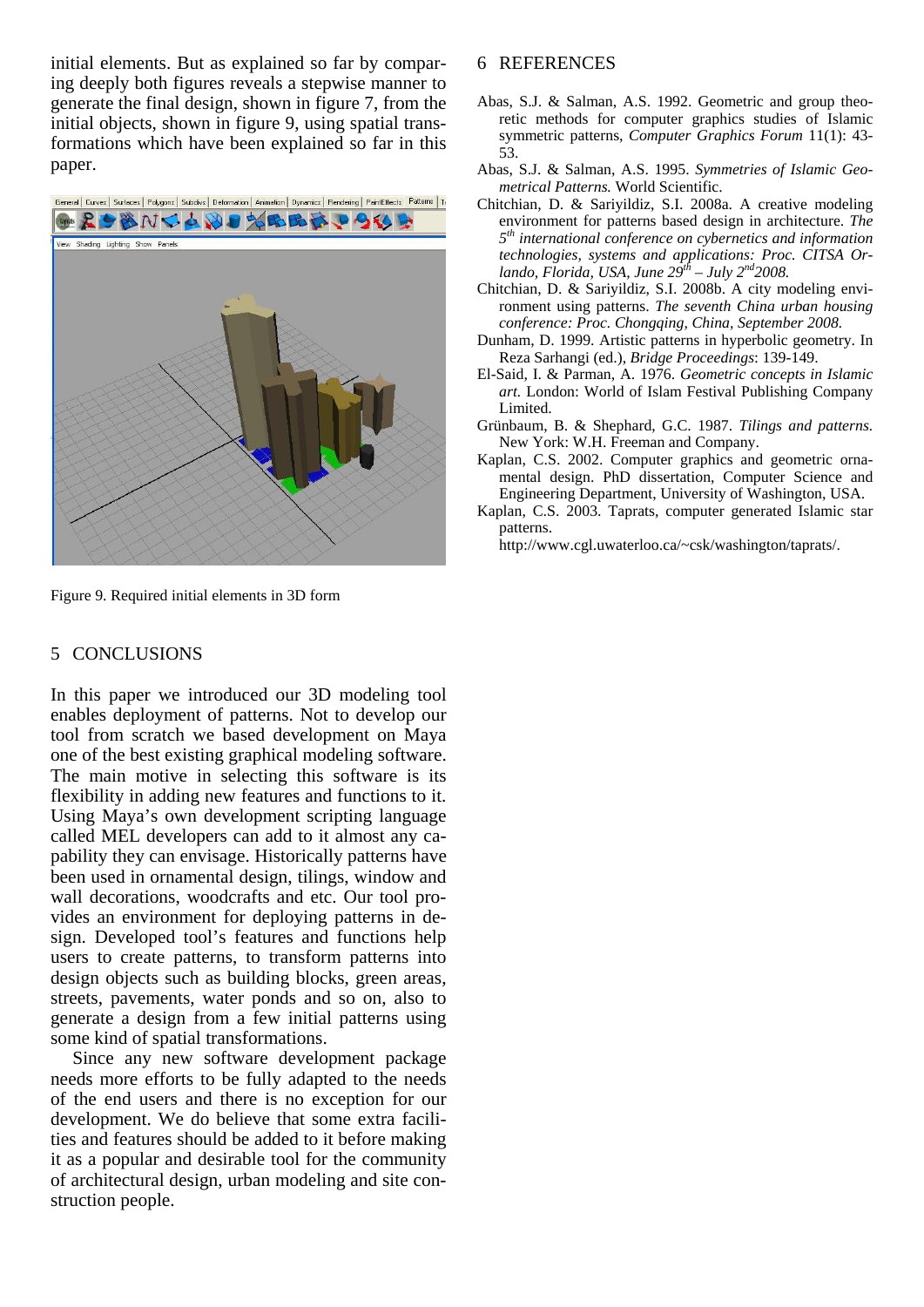initial elements. But as explained so far by comparing deeply both figures reveals a stepwise manner to generate the final design, shown in figure 7, from the initial objects, shown in figure 9, using spatial transformations which have been explained so far in this paper.

Figure 9. Required initial elements in 3D form

## 5 CONCLUSIONS

In this paper we introduced our 3D modeling tool enables deployment of patterns. Not to develop our tool from scratch we based development on Maya one of the best existing graphical modeling software. The main motive in selecting this software is its flexibility in adding new features and functions to it. Using Maya's own development scripting language called MEL developers can add to it almost any capability they can envisage. Historically patterns have been used in ornamental design, tilings, window and wall decorations, woodcrafts and etc. Our tool provides an environment for deploying patterns in design. Developed tool's features and functions help users to create patterns, to transform patterns into design objects such as building blocks, green areas, streets, pavements, water ponds and so on, also to generate a design from a few initial patterns using some kind of spatial transformations.

Since any new software development package needs more efforts to be fully adapted to the needs of the end users and there is no exception for our development. We do believe that some extra facilities and features should be added to it before making it as a popular and desirable tool for the community of architectural design, urban modeling and site construction people.

## 6 REFERENCES

Abas, S.J. & Salman, A.S. 1992. Geometric and group theoretic methods for computer graphics studies of Islamic symmetric patterns, *Computer Graphics Forum* 11(1): 43-53.

Abas, S.J. & Salman, A.S. 1995. *Symmetries of Islamic Geometrical Patterns.* World Scientific.

Chitchian, D. & Sariyildiz, S.I. 2008a. A creative modeling environment for patterns based design in architecture. *The 5th international conference on cybernetics and information technologies, systems and applications: Proc. CITSA Orlando, Florida, USA, June 29th – July 2nd 2008.*

Chitchian, D. & Sariyildiz, S.I. 2008b. A city modeling environment using patterns. *The seventh China urban housing conference: Proc. Chongqing, China, September 2008.*

Dunham, D. 1999. Artistic patterns in hyperbolic geometry. In Reza Sarhangi (ed.), *Bridge Proceedings*: 139-149.

El-Said, I. & Parman, A. 1976. *Geometric concepts in Islamic art.* London: World of Islam Festival Publishing Company Limited.

Grünbaum, B. & Shephard, G.C. 1987. *Tilings and patterns.* New York: W.H. Freeman and Company.

Kaplan, C.S. 2002. Computer graphics and geometric ornamental design. PhD dissertation, Computer Science and Engineering Department, University of Washington, USA.

Kaplan, C.S. 2003. Taprats, computer generated Islamic star patterns.
http://www.cgl.uwaterloo.ca/~csk/washington/taprats/.